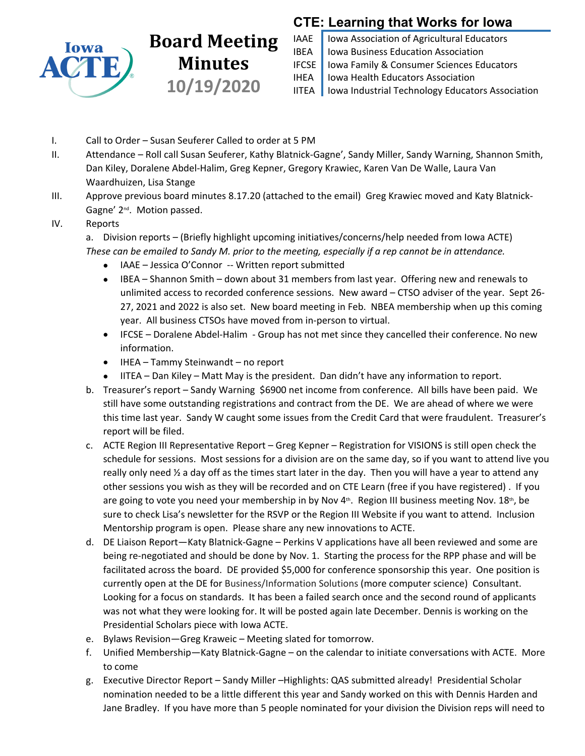# Board Meeting Minutes 10/19/2020

**CTE: Learning that Works for Iowa**

| | |
|---|---|
| IAAE | Iowa Association of Agricultural Educators |
| IBEA | Iowa Business Education Association |
| IFCSE | Iowa Family & Consumer Sciences Educators |
| IHEA | Iowa Health Educators Association |
| IITEA | Iowa Industrial Technology Educators Association |

I. Call to Order – Susan Seuferer Called to order at 5 PM

II. Attendance – Roll call Susan Seuferer, Kathy Blatnick-Gagne', Sandy Miller, Sandy Warning, Shannon Smith, Dan Kiley, Doralene Abdel-Halim, Greg Kepner, Gregory Krawiec, Karen Van De Walle, Laura Van Waardhuizen, Lisa Stange

III. Approve previous board minutes 8.17.20 (attached to the email) Greg Krawiec moved and Katy Blatnick-Gagne' 2nd. Motion passed.

IV. Reports

a. Division reports – (Briefly highlight upcoming initiatives/concerns/help needed from Iowa ACTE) *These can be emailed to Sandy M. prior to the meeting, especially if a rep cannot be in attendance.*

- IAAE – Jessica O'Connor -- Written report submitted
- IBEA – Shannon Smith – down about 31 members from last year. Offering new and renewals to unlimited access to recorded conference sessions. New award – CTSO adviser of the year. Sept 26-27, 2021 and 2022 is also set. New board meeting in Feb. NBEA membership when up this coming year. All business CTSOs have moved from in-person to virtual.
- IFCSE – Doralene Abdel-Halim - Group has not met since they cancelled their conference. No new information.
- IHEA – Tammy Steinwandt – no report
- IITEA – Dan Kiley – Matt May is the president. Dan didn't have any information to report.

b. Treasurer's report – Sandy Warning $6900 net income from conference. All bills have been paid. We still have some outstanding registrations and contract from the DE. We are ahead of where we were this time last year. Sandy W caught some issues from the Credit Card that were fraudulent. Treasurer's report will be filed.

c. ACTE Region III Representative Report – Greg Kepner – Registration for VISIONS is still open check the schedule for sessions. Most sessions for a division are on the same day, so if you want to attend live you really only need ½ a day off as the times start later in the day. Then you will have a year to attend any other sessions you wish as they will be recorded and on CTE Learn (free if you have registered) . If you are going to vote you need your membership in by Nov 4th. Region III business meeting Nov. 18th, be sure to check Lisa's newsletter for the RSVP or the Region III Website if you want to attend. Inclusion Mentorship program is open. Please share any new innovations to ACTE.

d. DE Liaison Report—Katy Blatnick-Gagne – Perkins V applications have all been reviewed and some are being re-negotiated and should be done by Nov. 1. Starting the process for the RPP phase and will be facilitated across the board. DE provided $5,000 for conference sponsorship this year. One position is currently open at the DE for Business/Information Solutions (more computer science) Consultant. Looking for a focus on standards. It has been a failed search once and the second round of applicants was not what they were looking for. It will be posted again late December. Dennis is working on the Presidential Scholars piece with Iowa ACTE.

e. Bylaws Revision—Greg Kraweic – Meeting slated for tomorrow.

f. Unified Membership—Katy Blatnick-Gagne – on the calendar to initiate conversations with ACTE. More to come

g. Executive Director Report – Sandy Miller –Highlights: QAS submitted already! Presidential Scholar nomination needed to be a little different this year and Sandy worked on this with Dennis Harden and Jane Bradley. If you have more than 5 people nominated for your division the Division reps will need to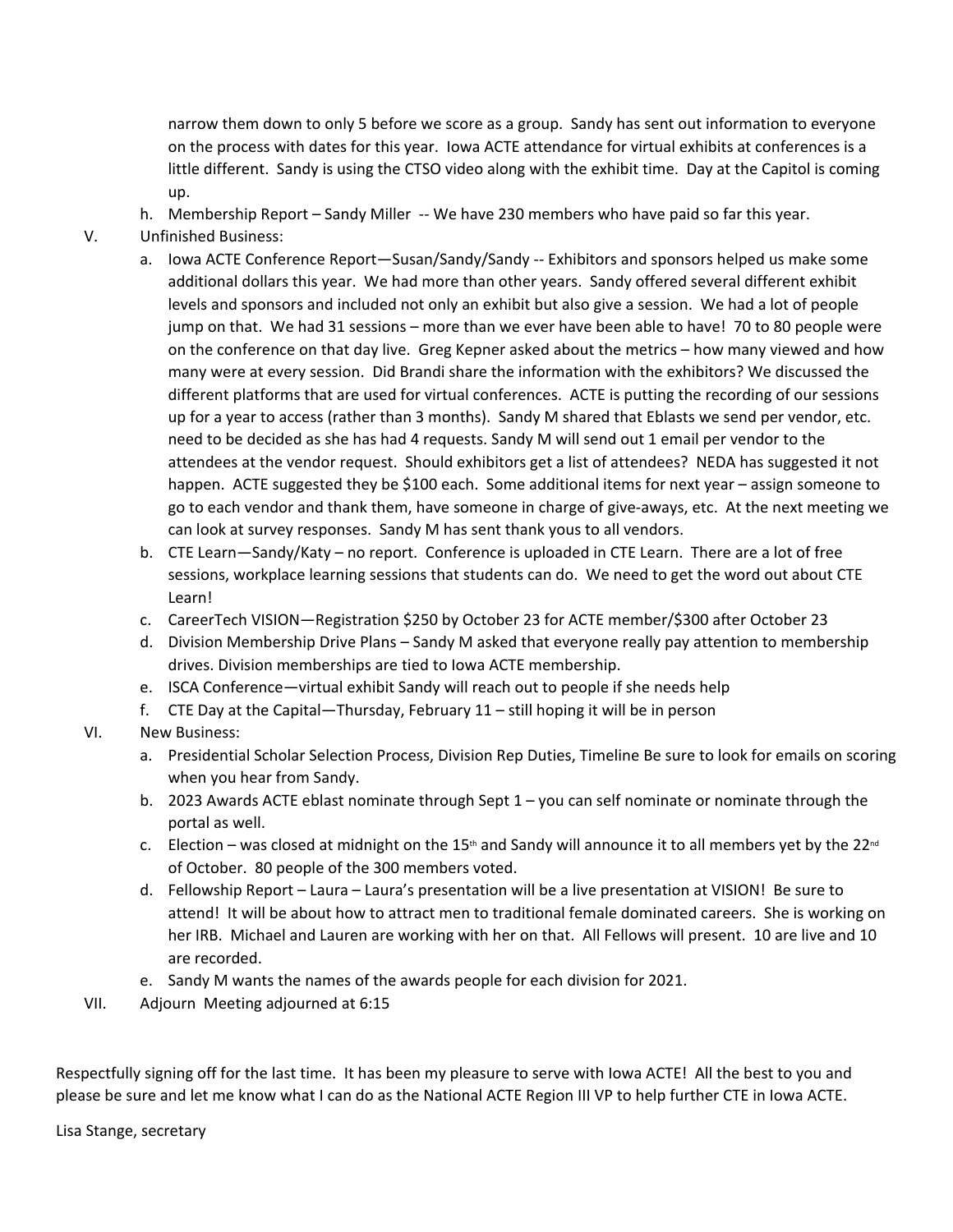narrow them down to only 5 before we score as a group. Sandy has sent out information to everyone on the process with dates for this year. Iowa ACTE attendance for virtual exhibits at conferences is a little different. Sandy is using the CTSO video along with the exhibit time. Day at the Capitol is coming up.

   h. Membership Report – Sandy Miller -- We have 230 members who have paid so far this year.

V. Unfinished Business:

   a. Iowa ACTE Conference Report—Susan/Sandy/Sandy -- Exhibitors and sponsors helped us make some additional dollars this year. We had more than other years. Sandy offered several different exhibit levels and sponsors and included not only an exhibit but also give a session. We had a lot of people jump on that. We had 31 sessions – more than we ever have been able to have! 70 to 80 people were on the conference on that day live. Greg Kepner asked about the metrics – how many viewed and how many were at every session. Did Brandi share the information with the exhibitors? We discussed the different platforms that are used for virtual conferences. ACTE is putting the recording of our sessions up for a year to access (rather than 3 months). Sandy M shared that Eblasts we send per vendor, etc. need to be decided as she has had 4 requests. Sandy M will send out 1 email per vendor to the attendees at the vendor request. Should exhibitors get a list of attendees? NEDA has suggested it not happen. ACTE suggested they be $100 each. Some additional items for next year – assign someone to go to each vendor and thank them, have someone in charge of give-aways, etc. At the next meeting we can look at survey responses. Sandy M has sent thank yous to all vendors.
   b. CTE Learn—Sandy/Katy – no report. Conference is uploaded in CTE Learn. There are a lot of free sessions, workplace learning sessions that students can do. We need to get the word out about CTE Learn!
   c. CareerTech VISION—Registration $250 by October 23 for ACTE member/$300 after October 23
   d. Division Membership Drive Plans – Sandy M asked that everyone really pay attention to membership drives. Division memberships are tied to Iowa ACTE membership.
   e. ISCA Conference—virtual exhibit Sandy will reach out to people if she needs help
   f. CTE Day at the Capital—Thursday, February 11 – still hoping it will be in person

VI. New Business:

   a. Presidential Scholar Selection Process, Division Rep Duties, Timeline Be sure to look for emails on scoring when you hear from Sandy.
   b. 2023 Awards ACTE eblast nominate through Sept 1 – you can self nominate or nominate through the portal as well.
   c. Election – was closed at midnight on the 15th and Sandy will announce it to all members yet by the 22nd of October. 80 people of the 300 members voted.
   d. Fellowship Report – Laura – Laura's presentation will be a live presentation at VISION! Be sure to attend! It will be about how to attract men to traditional female dominated careers. She is working on her IRB. Michael and Lauren are working with her on that. All Fellows will present. 10 are live and 10 are recorded.
   e. Sandy M wants the names of the awards people for each division for 2021.

VII. Adjourn Meeting adjourned at 6:15

Respectfully signing off for the last time. It has been my pleasure to serve with Iowa ACTE! All the best to you and please be sure and let me know what I can do as the National ACTE Region III VP to help further CTE in Iowa ACTE.

Lisa Stange, secretary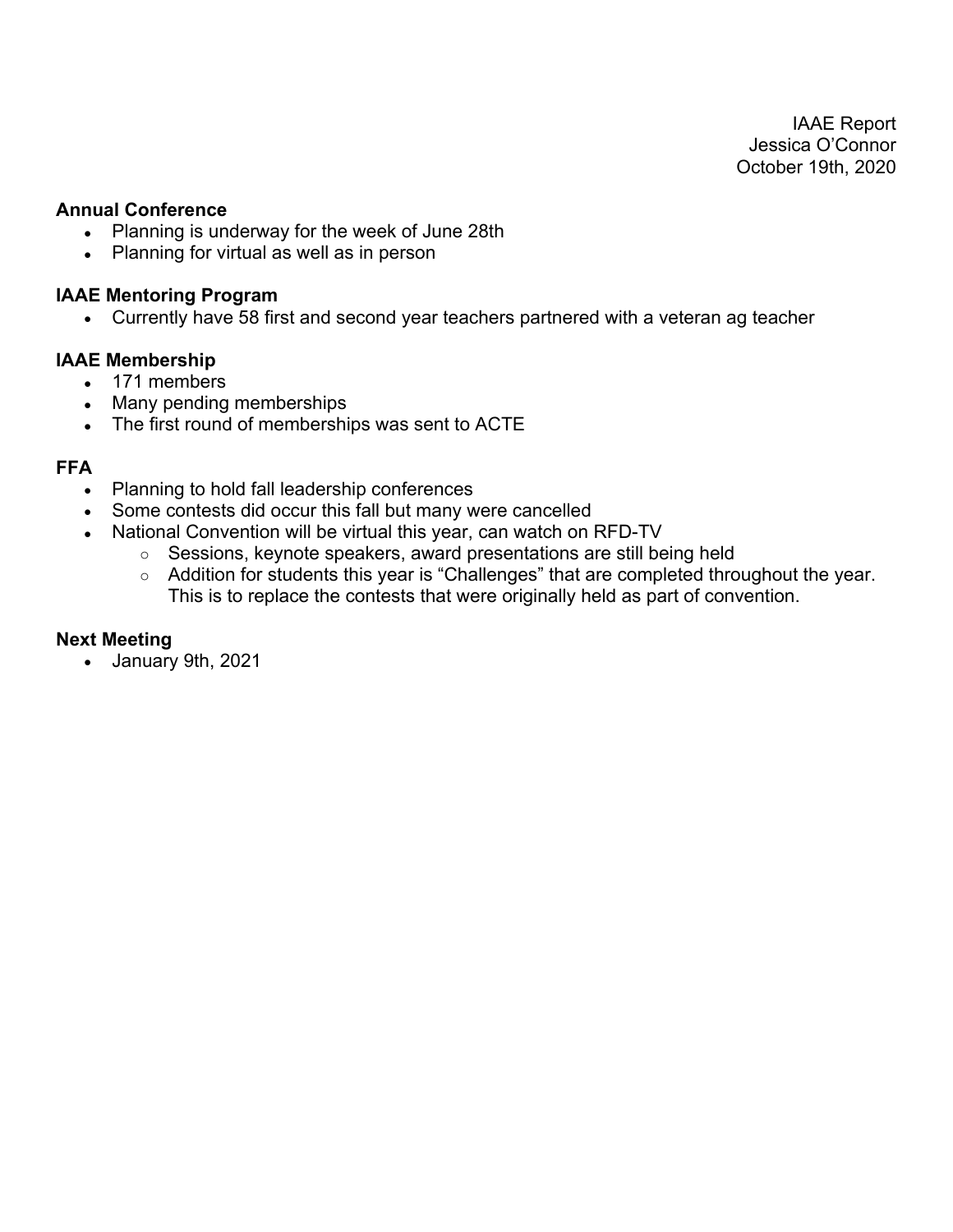IAAE Report
Jessica O'Connor
October 19th, 2020

**Annual Conference**

- Planning is underway for the week of June 28th
- Planning for virtual as well as in person

**IAAE Mentoring Program**

- Currently have 58 first and second year teachers partnered with a veteran ag teacher

**IAAE Membership**

- 171 members
- Many pending memberships
- The first round of memberships was sent to ACTE

**FFA**

- Planning to hold fall leadership conferences
- Some contests did occur this fall but many were cancelled
- National Convention will be virtual this year, can watch on RFD-TV
  - Sessions, keynote speakers, award presentations are still being held
  - Addition for students this year is "Challenges" that are completed throughout the year. This is to replace the contests that were originally held as part of convention.

**Next Meeting**

- January 9th, 2021